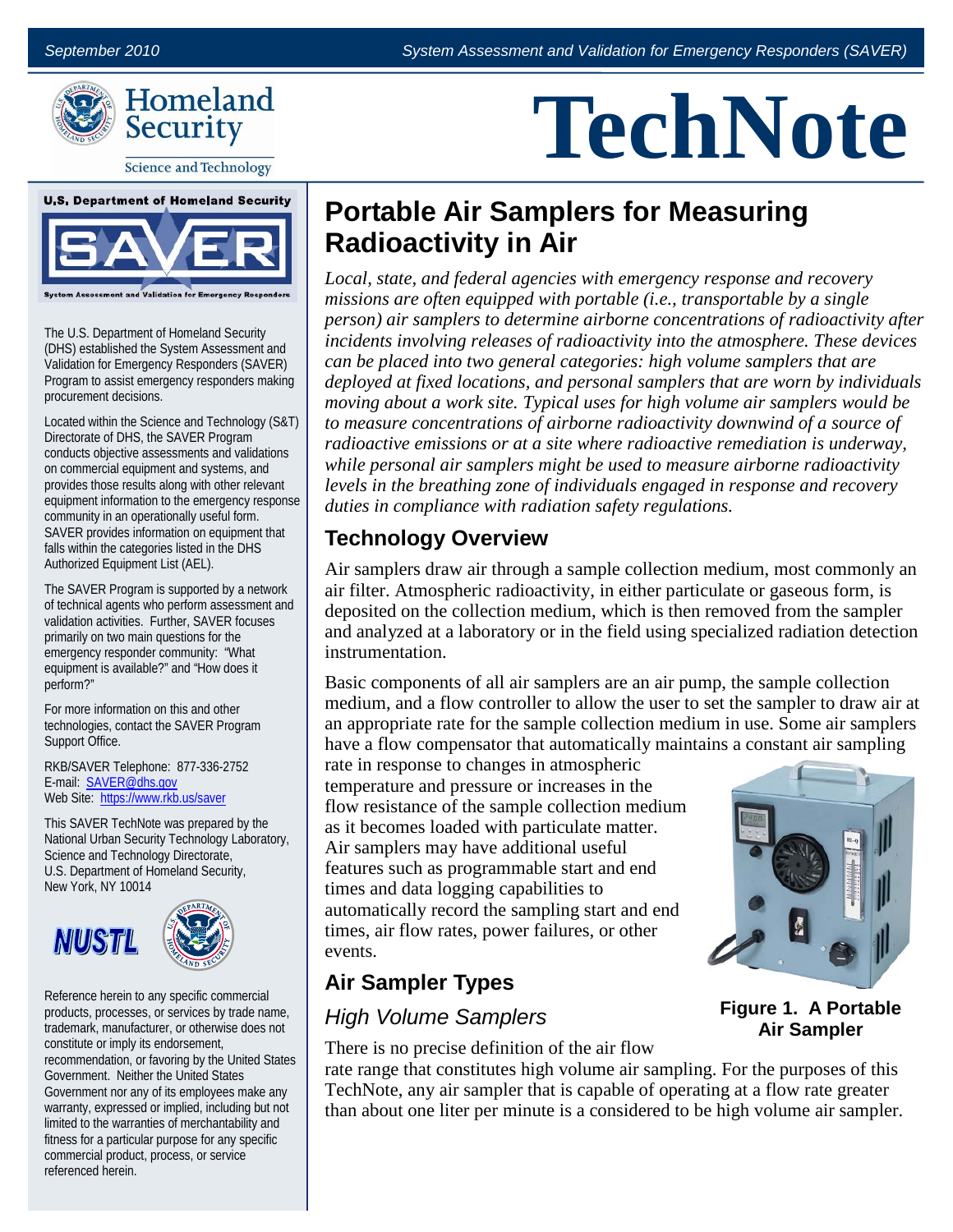September 2010 | System Assessment and Validation for Emergency Responders (SAVER)

# TechNote

## Portable Air Samplers for Measuring Radioactivity in Air

*Local, state, and federal agencies with emergency response and recovery missions are often equipped with portable (i.e., transportable by a single person) air samplers to determine airborne concentrations of radioactivity after incidents involving releases of radioactivity into the atmosphere. These devices can be placed into two general categories: high volume samplers that are deployed at fixed locations, and personal samplers that are worn by individuals moving about a work site. Typical uses for high volume air samplers would be to measure concentrations of airborne radioactivity downwind of a source of radioactive emissions or at a site where radioactive remediation is underway, while personal air samplers might be used to measure airborne radioactivity levels in the breathing zone of individuals engaged in response and recovery duties in compliance with radiation safety regulations.*

### Technology Overview

Air samplers draw air through a sample collection medium, most commonly an air filter. Atmospheric radioactivity, in either particulate or gaseous form, is deposited on the collection medium, which is then removed from the sampler and analyzed at a laboratory or in the field using specialized radiation detection instrumentation.

Basic components of all air samplers are an air pump, the sample collection medium, and a flow controller to allow the user to set the sampler to draw air at an appropriate rate for the sample collection medium in use. Some air samplers have a flow compensator that automatically maintains a constant air sampling rate in response to changes in atmospheric temperature and pressure or increases in the flow resistance of the sample collection medium as it becomes loaded with particulate matter. Air samplers may have additional useful features such as programmable start and end times and data logging capabilities to automatically record the sampling start and end times, air flow rates, power failures, or other events.

**Figure 1. A Portable Air Sampler**

### Air Sampler Types

#### *High Volume Samplers*

There is no precise definition of the air flow rate range that constitutes high volume air sampling. For the purposes of this TechNote, any air sampler that is capable of operating at a flow rate greater than about one liter per minute is a considered to be high volume air sampler.

---

The U.S. Department of Homeland Security (DHS) established the System Assessment and Validation for Emergency Responders (SAVER) Program to assist emergency responders making procurement decisions.

Located within the Science and Technology (S&T) Directorate of DHS, the SAVER Program conducts objective assessments and validations on commercial equipment and systems, and provides those results along with other relevant equipment information to the emergency response community in an operationally useful form. SAVER provides information on equipment that falls within the categories listed in the DHS Authorized Equipment List (AEL).

The SAVER Program is supported by a network of technical agents who perform assessment and validation activities. Further, SAVER focuses primarily on two main questions for the emergency responder community: "What equipment is available?" and "How does it perform?"

For more information on this and other technologies, contact the SAVER Program Support Office.

RKB/SAVER Telephone: 877-336-2752
E-mail: SAVER@dhs.gov
Web Site: https://www.rkb.us/saver

This SAVER TechNote was prepared by the National Urban Security Technology Laboratory, Science and Technology Directorate, U.S. Department of Homeland Security, New York, NY 10014

Reference herein to any specific commercial products, processes, or services by trade name, trademark, manufacturer, or otherwise does not constitute or imply its endorsement, recommendation, or favoring by the United States Government. Neither the United States Government nor any of its employees make any warranty, expressed or implied, including but not limited to the warranties of merchantability and fitness for a particular purpose for any specific commercial product, process, or service referenced herein.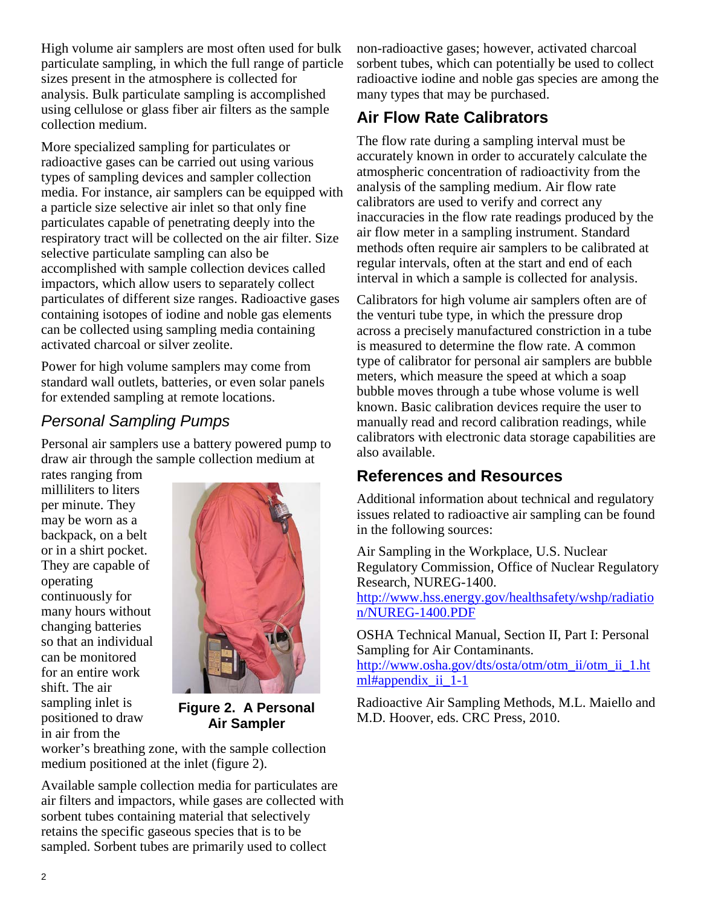High volume air samplers are most often used for bulk particulate sampling, in which the full range of particle sizes present in the atmosphere is collected for analysis. Bulk particulate sampling is accomplished using cellulose or glass fiber air filters as the sample collection medium.

More specialized sampling for particulates or radioactive gases can be carried out using various types of sampling devices and sampler collection media. For instance, air samplers can be equipped with a particle size selective air inlet so that only fine particulates capable of penetrating deeply into the respiratory tract will be collected on the air filter. Size selective particulate sampling can also be accomplished with sample collection devices called impactors, which allow users to separately collect particulates of different size ranges. Radioactive gases containing isotopes of iodine and noble gas elements can be collected using sampling media containing activated charcoal or silver zeolite.

Power for high volume samplers may come from standard wall outlets, batteries, or even solar panels for extended sampling at remote locations.

### *Personal Sampling Pumps*

Personal air samplers use a battery powered pump to draw air through the sample collection medium at rates ranging from milliliters to liters per minute. They may be worn as a backpack, on a belt or in a shirt pocket. They are capable of operating continuously for many hours without changing batteries so that an individual can be monitored for an entire work shift. The air sampling inlet is positioned to draw in air from the worker's breathing zone, with the sample collection medium positioned at the inlet (figure 2).

**Figure 2. A Personal Air Sampler**

Available sample collection media for particulates are air filters and impactors, while gases are collected with sorbent tubes containing material that selectively retains the specific gaseous species that is to be sampled. Sorbent tubes are primarily used to collect non-radioactive gases; however, activated charcoal sorbent tubes, which can potentially be used to collect radioactive iodine and noble gas species are among the many types that may be purchased.

## Air Flow Rate Calibrators

The flow rate during a sampling interval must be accurately known in order to accurately calculate the atmospheric concentration of radioactivity from the analysis of the sampling medium. Air flow rate calibrators are used to verify and correct any inaccuracies in the flow rate readings produced by the air flow meter in a sampling instrument. Standard methods often require air samplers to be calibrated at regular intervals, often at the start and end of each interval in which a sample is collected for analysis.

Calibrators for high volume air samplers often are of the venturi tube type, in which the pressure drop across a precisely manufactured constriction in a tube is measured to determine the flow rate. A common type of calibrator for personal air samplers are bubble meters, which measure the speed at which a soap bubble moves through a tube whose volume is well known. Basic calibration devices require the user to manually read and record calibration readings, while calibrators with electronic data storage capabilities are also available.

## References and Resources

Additional information about technical and regulatory issues related to radioactive air sampling can be found in the following sources:

Air Sampling in the Workplace, U.S. Nuclear Regulatory Commission, Office of Nuclear Regulatory Research, NUREG-1400.
http://www.hss.energy.gov/healthsafety/wshp/radiation/NUREG-1400.PDF

OSHA Technical Manual, Section II, Part I: Personal Sampling for Air Contaminants.
http://www.osha.gov/dts/osta/otm/otm_ii/otm_ii_1.html#appendix_ii_1-1

Radioactive Air Sampling Methods, M.L. Maiello and M.D. Hoover, eds. CRC Press, 2010.